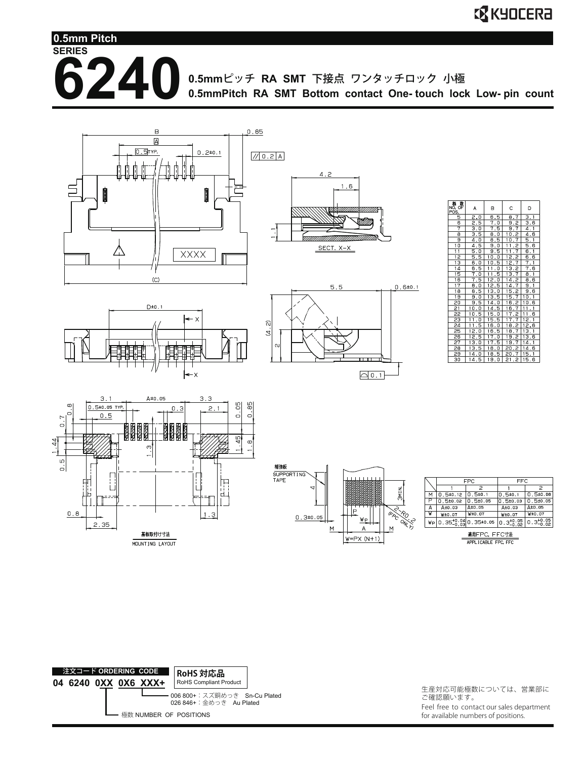## 0.5mm Pitch

SERIES

# 6240

**0.5mmピッチ RA SMT 下接点 ワンタッチロック 小極**

**0.5mmPitch RA SMT Bottom contact One- touch lock Low- pin count**

| 極数 NO. OF POS. | A | B | C | D |
|---|---|---|---|---|
| 5 | 2.0 | 6.5 | 8.7 | 3.1 |
| 6 | 2.5 | 7.0 | 9.2 | 3.6 |
| 7 | 3.0 | 7.5 | 9.7 | 4.1 |
| 8 | 3.5 | 8.0 | 10.2 | 4.6 |
| 9 | 4.0 | 8.5 | 10.7 | 5.1 |
| 10 | 4.5 | 9.0 | 11.2 | 5.6 |
| 11 | 5.0 | 9.5 | 11.7 | 6.1 |
| 12 | 5.5 | 10.0 | 12.2 | 6.6 |
| 13 | 6.0 | 10.5 | 12.7 | 7.1 |
| 14 | 6.5 | 11.0 | 13.2 | 7.6 |
| 15 | 7.0 | 11.5 | 13.7 | 8.1 |
| 16 | 7.5 | 12.0 | 14.2 | 8.6 |
| 17 | 8.0 | 12.5 | 14.7 | 9.1 |
| 18 | 8.5 | 13.0 | 15.2 | 9.6 |
| 19 | 9.0 | 13.5 | 15.7 | 10.1 |
| 20 | 9.5 | 14.0 | 16.2 | 10.6 |
| 21 | 10.0 | 14.5 | 16.7 | 11.1 |
| 22 | 10.5 | 15.0 | 17.2 | 11.6 |
| 23 | 11.0 | 15.5 | 17.7 | 12.1 |
| 24 | 11.5 | 16.0 | 18.2 | 12.6 |
| 25 | 12.0 | 16.5 | 18.7 | 13.1 |
| 26 | 12.5 | 17.0 | 19.2 | 13.6 |
| 27 | 13.0 | 17.5 | 19.7 | 14.1 |
| 28 | 13.5 | 18.0 | 20.2 | 14.6 |
| 29 | 14.0 | 18.5 | 20.7 | 15.1 |
| 30 | 14.5 | 19.0 | 21.2 | 15.6 |

SECT. X-X

基板取付け寸法
MOUNTING LAYOUT

補強板
SUPPORTING TAPE

W=PX (N+1)

|  | FPC |  | FFC |  |
|---|---|---|---|---|
|  | 1 | 2 | 1 | 2 |
| M | 0.5±0.12 | 0.5±0.1 | 0.5±0.1 | 0.5±0.08 |
| P | 0.5±0.02 | 0.5±0.05 | 0.5±0.03 | 0.5±0.05 |
| A | A±0.03 | A±0.05 | A±0.03 | A±0.05 |
| W | W±0.07 | W±0.07 | W±0.07 | W±0.07 |
| Wp | $0.35^{+0.04}_{-0.03}$ | 0.35±0.05 | $0.3^{+0.05}_{-0.02}$ | $0.3^{+0.05}_{-0.02}$ |

適用FPC、FFC寸法
APPLICABLE FPC, FFC

**注文コード ORDERING CODE**

**04 6240 0XX 0X6 XXX+**

**RoHS 対応品**
RoHS Compliant Product

- 006 800+：スズ銅めっき　Sn-Cu Plated
- 026 846+：金めっき　Au Plated
- 極数 NUMBER OF POSITIONS

生産対応可能極数については、営業部にご確認願います。
Feel free to contact our sales department for available numbers of positions.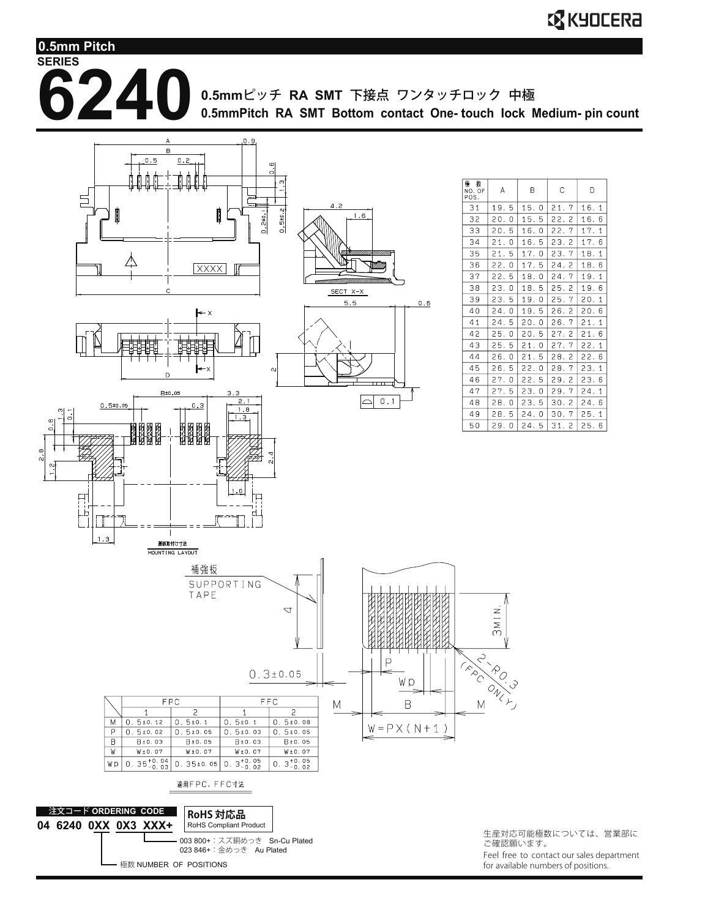**0.5mm Pitch**

**SERIES**

# 6240

**0.5mmピッチ RA SMT 下接点 ワンタッチロック 中極**
**0.5mmPitch RA SMT Bottom contact One- touch lock Medium- pin count**

| 極数 NO. OF POS. | A | B | C | D |
|---|---|---|---|---|
| 31 | 19.5 | 15.0 | 21.7 | 16.1 |
| 32 | 20.0 | 15.5 | 22.2 | 16.6 |
| 33 | 20.5 | 16.0 | 22.7 | 17.1 |
| 34 | 21.0 | 16.5 | 23.2 | 17.6 |
| 35 | 21.5 | 17.0 | 23.7 | 18.1 |
| 36 | 22.0 | 17.5 | 24.2 | 18.6 |
| 37 | 22.5 | 18.0 | 24.7 | 19.1 |
| 38 | 23.0 | 18.5 | 25.2 | 19.6 |
| 39 | 23.5 | 19.0 | 25.7 | 20.1 |
| 40 | 24.0 | 19.5 | 26.2 | 20.6 |
| 41 | 24.5 | 20.0 | 26.7 | 21.1 |
| 42 | 25.0 | 20.5 | 27.2 | 21.6 |
| 43 | 25.5 | 21.0 | 27.7 | 22.1 |
| 44 | 26.0 | 21.5 | 28.2 | 22.6 |
| 45 | 26.5 | 22.0 | 28.7 | 23.1 |
| 46 | 27.0 | 22.5 | 29.2 | 23.6 |
| 47 | 27.5 | 23.0 | 29.7 | 24.1 |
| 48 | 28.0 | 23.5 | 30.2 | 24.6 |
| 49 | 28.5 | 24.0 | 30.7 | 25.1 |
| 50 | 29.0 | 24.5 | 31.2 | 25.6 |

SECT X-X

基板取付寸法
MOUNTING LAYOUT

補強板
SUPPORTING TAPE

2-R0.3 (FPC ONLY)

3MIN.

$W=P\times(N+1)$

| | FPC | | FFC | |
|---|---|---|---|---|
| | 1 | 2 | 1 | 2 |
| M | 0.5±0.12 | 0.5±0.1 | 0.5±0.1 | 0.5±0.08 |
| P | 0.5±0.02 | 0.5±0.05 | 0.5±0.03 | 0.5±0.05 |
| B | B±0.03 | B±0.05 | B±0.03 | B±0.05 |
| W | W±0.07 | W±0.07 | W±0.07 | W±0.07 |
| Wp | $0.35^{+0.04}_{-0.03}$ | 0.35±0.05 | $0.3^{+0.05}_{-0.02}$ | $0.3^{+0.05}_{-0.02}$ |

適用FPC，FFC寸法

**注文コード ORDERING CODE**

**04 6240 0XX 0X3 XXX+**

- 003 800+：スズ銅めっき Sn-Cu Plated
- 023 846+：金めっき Au Plated
- 極数 NUMBER OF POSITIONS

**RoHS 対応品**
RoHS Compliant Product

生産対応可能極数については、営業部にご確認願います。
Feel free to contact our sales department for available numbers of positions.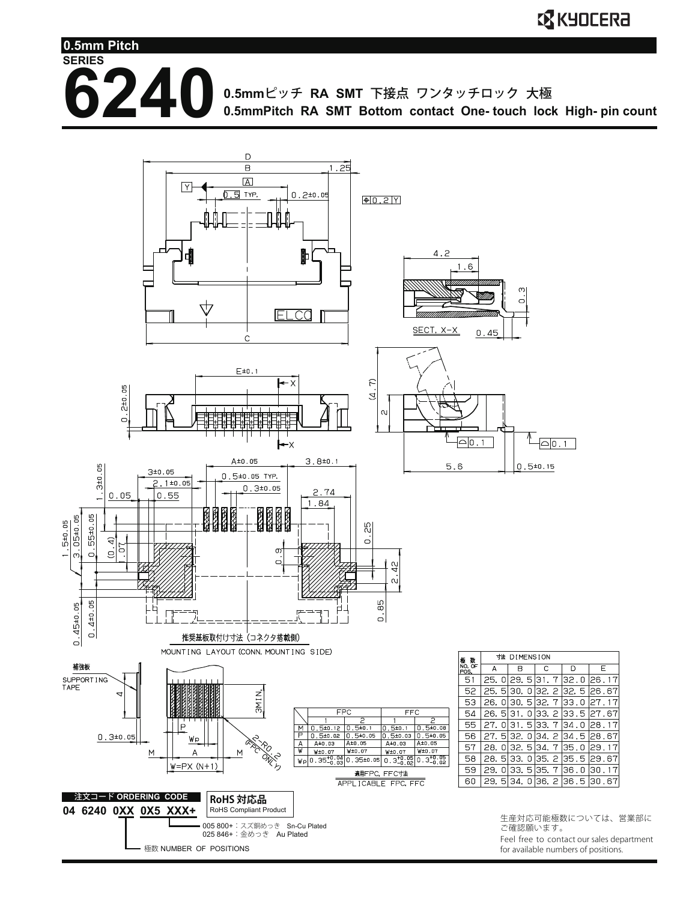## 0.5mm Pitch

SERIES

# 6240

**0.5mmピッチ RA SMT 下接点 ワンタッチロック 大極**
**0.5mmPitch RA SMT Bottom contact One- touch lock High- pin count**

推奨基板取付け寸法（コネクタ搭載側）
MOUNTING LAYOUT (CONN. MOUNTING SIDE)

補強板
SUPPORTING TAPE

| | FPC 1 | FPC 2 | FFC 1 | FFC 2 |
|---|---|---|---|---|
| M | 0.5±0.12 | 0.5±0.1 | 0.5±0.1 | 0.5±0.08 |
| P | 0.5±0.02 | 0.5±0.05 | 0.5±0.03 | 0.5±0.05 |
| A | A±0.03 | A±0.05 | A±0.03 | A±0.05 |
| W | W±0.07 | W±0.07 | W±0.07 | W±0.07 |
| Wp | $0.35^{+0.04}_{-0.03}$ | 0.35±0.05 | $0.3^{+0.05}_{-0.02}$ | $0.3^{+0.05}_{-0.02}$ |

適用FPC, FFC寸法
APPLICABLE FPC, FFC

| 極数 NO. OF POS. | 寸法 DIMENSION A | B | C | D | E |
|---|---|---|---|---|---|
| 51 | 25.0 | 29.5 | 31.7 | 32.0 | 26.17 |
| 52 | 25.5 | 30.0 | 32.2 | 32.5 | 26.67 |
| 53 | 26.0 | 30.5 | 32.7 | 33.0 | 27.17 |
| 54 | 26.5 | 31.0 | 33.2 | 33.5 | 27.67 |
| 55 | 27.0 | 31.5 | 33.7 | 34.0 | 28.17 |
| 56 | 27.5 | 32.0 | 34.2 | 34.5 | 28.67 |
| 57 | 28.0 | 32.5 | 34.7 | 35.0 | 29.17 |
| 58 | 28.5 | 33.0 | 35.2 | 35.5 | 29.67 |
| 59 | 29.0 | 33.5 | 35.7 | 36.0 | 30.17 |
| 60 | 29.5 | 34.0 | 36.2 | 36.5 | 30.67 |

**注文コード ORDERING CODE**

**04 6240 0XX 0X5 XXX+**

**RoHS 対応品**
RoHS Compliant Product

- 005 800+：スズ銅めっき Sn-Cu Plated
- 025 846+：金めっき Au Plated
- 極数 NUMBER OF POSITIONS

生産対応可能極数については、営業部にご確認願います。
Feel free to contact our sales department for available numbers of positions.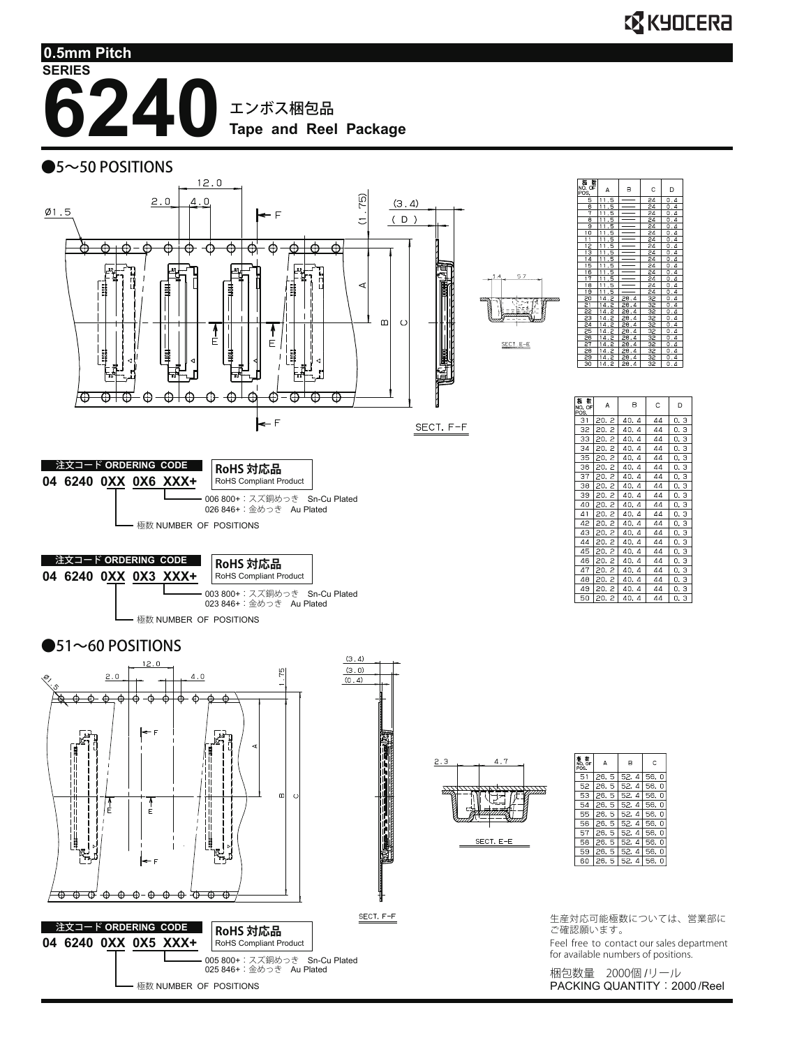0.5mm Pitch

SERIES

# 6240 エンボス梱包品 Tape and Reel Package

## ●5～50 POSITIONS

12.0
2.0
4.0
Ø1.5
(1.75)
(3.4)
( D )
F
A
B
C
E
E
F
SECT. F-F
1.4
5.7
SECT. E-E

| 極数 NO. OF POS. | A | B | C | D |
|---|---|---|---|---|
| 5 | 11.5 | ― | 24 | 0.4 |
| 6 | 11.5 | ― | 24 | 0.4 |
| 7 | 11.5 | ― | 24 | 0.4 |
| 8 | 11.5 | ― | 24 | 0.4 |
| 9 | 11.5 | ― | 24 | 0.4 |
| 10 | 11.5 | ― | 24 | 0.4 |
| 11 | 11.5 | ― | 24 | 0.4 |
| 12 | 11.5 | ― | 24 | 0.4 |
| 13 | 11.5 | ― | 24 | 0.4 |
| 14 | 11.5 | ― | 24 | 0.4 |
| 15 | 11.5 | ― | 24 | 0.4 |
| 16 | 11.5 | ― | 24 | 0.4 |
| 17 | 11.5 | ― | 24 | 0.4 |
| 18 | 11.5 | ― | 24 | 0.4 |
| 19 | 11.5 | ― | 24 | 0.4 |
| 20 | 14.2 | 28.4 | 32 | 0.4 |
| 21 | 14.2 | 28.4 | 32 | 0.4 |
| 22 | 14.2 | 28.4 | 32 | 0.4 |
| 23 | 14.2 | 28.4 | 32 | 0.4 |
| 24 | 14.2 | 28.4 | 32 | 0.4 |
| 25 | 14.2 | 28.4 | 32 | 0.4 |
| 26 | 14.2 | 28.4 | 32 | 0.4 |
| 27 | 14.2 | 28.4 | 32 | 0.4 |
| 28 | 14.2 | 28.4 | 32 | 0.4 |
| 29 | 14.2 | 28.4 | 32 | 0.4 |
| 30 | 14.2 | 28.4 | 32 | 0.4 |

| 極数 NO. OF POS. | A | B | C | D |
|---|---|---|---|---|
| 31 | 20.2 | 40.4 | 44 | 0.3 |
| 32 | 20.2 | 40.4 | 44 | 0.3 |
| 33 | 20.2 | 40.4 | 44 | 0.3 |
| 34 | 20.2 | 40.4 | 44 | 0.3 |
| 35 | 20.2 | 40.4 | 44 | 0.3 |
| 36 | 20.2 | 40.4 | 44 | 0.3 |
| 37 | 20.2 | 40.4 | 44 | 0.3 |
| 38 | 20.2 | 40.4 | 44 | 0.3 |
| 39 | 20.2 | 40.4 | 44 | 0.3 |
| 40 | 20.2 | 40.4 | 44 | 0.3 |
| 41 | 20.2 | 40.4 | 44 | 0.3 |
| 42 | 20.2 | 40.4 | 44 | 0.3 |
| 43 | 20.2 | 40.4 | 44 | 0.3 |
| 44 | 20.2 | 40.4 | 44 | 0.3 |
| 45 | 20.2 | 40.4 | 44 | 0.3 |
| 46 | 20.2 | 40.4 | 44 | 0.3 |
| 47 | 20.2 | 40.4 | 44 | 0.3 |
| 48 | 20.2 | 40.4 | 44 | 0.3 |
| 49 | 20.2 | 40.4 | 44 | 0.3 |
| 50 | 20.2 | 40.4 | 44 | 0.3 |

**注文コード ORDERING CODE**

**04 6240 0XX 0X6 XXX+**

**RoHS 対応品** RoHS Compliant Product

006 800+：スズ銅めっき Sn-Cu Plated
026 846+：金めっき Au Plated

極数 NUMBER OF POSITIONS

**注文コード ORDERING CODE**

**04 6240 0XX 0X3 XXX+**

**RoHS 対応品** RoHS Compliant Product

003 800+：スズ銅めっき Sn-Cu Plated
023 846+：金めっき Au Plated

極数 NUMBER OF POSITIONS

## ●51～60 POSITIONS

12.0
2.0
4.0
Ø1.5
1.75
(3.4)
(3.0)
(0.4)
F
A
B
C
E
E
F
SECT. F-F
2.3
4.7
SECT. E-E

| 極数 NO. OF POS. | A | B | C |
|---|---|---|---|
| 51 | 26.5 | 52.4 | 56.0 |
| 52 | 26.5 | 52.4 | 56.0 |
| 53 | 26.5 | 52.4 | 56.0 |
| 54 | 26.5 | 52.4 | 56.0 |
| 55 | 26.5 | 52.4 | 56.0 |
| 56 | 26.5 | 52.4 | 56.0 |
| 57 | 26.5 | 52.4 | 56.0 |
| 58 | 26.5 | 52.4 | 56.0 |
| 59 | 26.5 | 52.4 | 56.0 |
| 60 | 26.5 | 52.4 | 56.0 |

**注文コード ORDERING CODE**

**04 6240 0XX 0X5 XXX+**

**RoHS 対応品** RoHS Compliant Product

005 800+：スズ銅めっき Sn-Cu Plated
025 846+：金めっき Au Plated

極数 NUMBER OF POSITIONS

生産対応可能極数については、営業部にご確認願います。

Feel free to contact our sales department for available numbers of positions.

梱包数量 2000個 /リール
PACKING QUANTITY：2000 /Reel